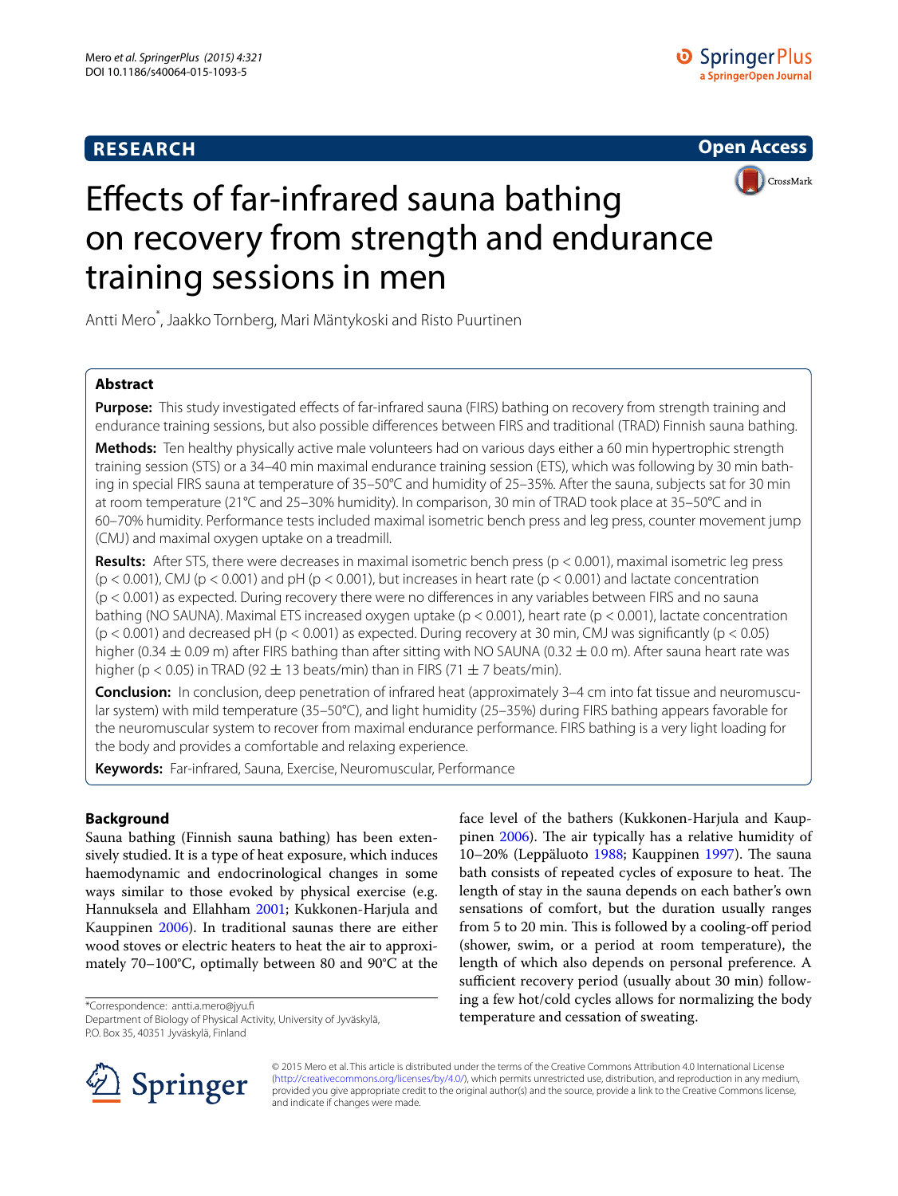**RESEARCH** **Open Access**

# Effects of far-infrared sauna bathing on recovery from strength and endurance training sessions in men

Antti Mero*, Jaakko Tornberg, Mari Mäntykoski and Risto Puurtinen

## Abstract

**Purpose:** This study investigated effects of far-infrared sauna (FIRS) bathing on recovery from strength training and endurance training sessions, but also possible differences between FIRS and traditional (TRAD) Finnish sauna bathing.

**Methods:** Ten healthy physically active male volunteers had on various days either a 60 min hypertrophic strength training session (STS) or a 34–40 min maximal endurance training session (ETS), which was following by 30 min bathing in special FIRS sauna at temperature of 35–50°C and humidity of 25–35%. After the sauna, subjects sat for 30 min at room temperature (21°C and 25–30% humidity). In comparison, 30 min of TRAD took place at 35–50°C and in 60–70% humidity. Performance tests included maximal isometric bench press and leg press, counter movement jump (CMJ) and maximal oxygen uptake on a treadmill.

**Results:** After STS, there were decreases in maximal isometric bench press ($p < 0.001$), maximal isometric leg press ($p < 0.001$), CMJ ($p < 0.001$) and pH ($p < 0.001$), but increases in heart rate ($p < 0.001$) and lactate concentration ($p < 0.001$) as expected. During recovery there were no differences in any variables between FIRS and no sauna bathing (NO SAUNA). Maximal ETS increased oxygen uptake ($p < 0.001$), heart rate ($p < 0.001$), lactate concentration ($p < 0.001$) and decreased pH ($p < 0.001$) as expected. During recovery at 30 min, CMJ was significantly ($p < 0.05$) higher ($0.34 \pm 0.09$ m) after FIRS bathing than after sitting with NO SAUNA ($0.32 \pm 0.0$ m). After sauna heart rate was higher ($p < 0.05$) in TRAD ($92 \pm 13$ beats/min) than in FIRS ($71 \pm 7$ beats/min).

**Conclusion:** In conclusion, deep penetration of infrared heat (approximately 3–4 cm into fat tissue and neuromuscular system) with mild temperature (35–50°C), and light humidity (25–35%) during FIRS bathing appears favorable for the neuromuscular system to recover from maximal endurance performance. FIRS bathing is a very light loading for the body and provides a comfortable and relaxing experience.

**Keywords:** Far-infrared, Sauna, Exercise, Neuromuscular, Performance

## Background

Sauna bathing (Finnish sauna bathing) has been extensively studied. It is a type of heat exposure, which induces haemodynamic and endocrinological changes in some ways similar to those evoked by physical exercise (e.g. Hannuksela and Ellahham 2001; Kukkonen-Harjula and Kauppinen 2006). In traditional saunas there are either wood stoves or electric heaters to heat the air to approximately 70–100°C, optimally between 80 and 90°C at the face level of the bathers (Kukkonen-Harjula and Kauppinen 2006). The air typically has a relative humidity of 10–20% (Leppäluoto 1988; Kauppinen 1997). The sauna bath consists of repeated cycles of exposure to heat. The length of stay in the sauna depends on each bather's own sensations of comfort, but the duration usually ranges from 5 to 20 min. This is followed by a cooling-off period (shower, swim, or a period at room temperature), the length of which also depends on personal preference. A sufficient recovery period (usually about 30 min) following a few hot/cold cycles allows for normalizing the body temperature and cessation of sweating.

*Correspondence: antti.a.mero@jyu.fi
Department of Biology of Physical Activity, University of Jyväskylä, P.O. Box 35, 40351 Jyväskylä, Finland

© 2015 Mero et al. This article is distributed under the terms of the Creative Commons Attribution 4.0 International License (http://creativecommons.org/licenses/by/4.0/), which permits unrestricted use, distribution, and reproduction in any medium, provided you give appropriate credit to the original author(s) and the source, provide a link to the Creative Commons license, and indicate if changes were made.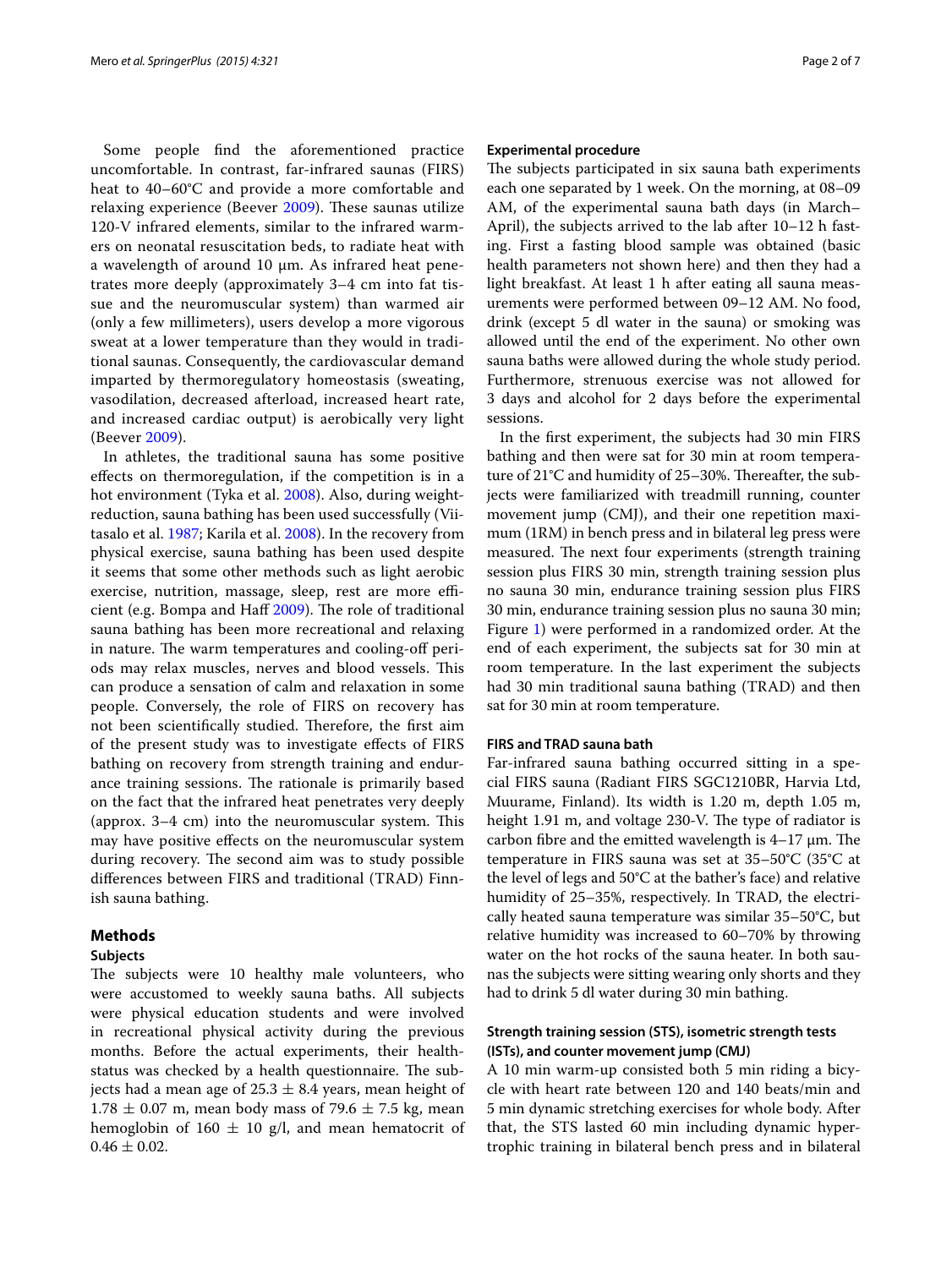Some people find the aforementioned practice uncomfortable. In contrast, far-infrared saunas (FIRS) heat to 40–60°C and provide a more comfortable and relaxing experience (Beever 2009). These saunas utilize 120-V infrared elements, similar to the infrared warmers on neonatal resuscitation beds, to radiate heat with a wavelength of around 10 µm. As infrared heat penetrates more deeply (approximately 3–4 cm into fat tissue and the neuromuscular system) than warmed air (only a few millimeters), users develop a more vigorous sweat at a lower temperature than they would in traditional saunas. Consequently, the cardiovascular demand imparted by thermoregulatory homeostasis (sweating, vasodilation, decreased afterload, increased heart rate, and increased cardiac output) is aerobically very light (Beever 2009).

In athletes, the traditional sauna has some positive effects on thermoregulation, if the competition is in a hot environment (Tyka et al. 2008). Also, during weight-reduction, sauna bathing has been used successfully (Viitasalo et al. 1987; Karila et al. 2008). In the recovery from physical exercise, sauna bathing has been used despite it seems that some other methods such as light aerobic exercise, nutrition, massage, sleep, rest are more efficient (e.g. Bompa and Haff 2009). The role of traditional sauna bathing has been more recreational and relaxing in nature. The warm temperatures and cooling-off periods may relax muscles, nerves and blood vessels. This can produce a sensation of calm and relaxation in some people. Conversely, the role of FIRS on recovery has not been scientifically studied. Therefore, the first aim of the present study was to investigate effects of FIRS bathing on recovery from strength training and endurance training sessions. The rationale is primarily based on the fact that the infrared heat penetrates very deeply (approx. 3–4 cm) into the neuromuscular system. This may have positive effects on the neuromuscular system during recovery. The second aim was to study possible differences between FIRS and traditional (TRAD) Finnish sauna bathing.

## Methods

### Subjects

The subjects were 10 healthy male volunteers, who were accustomed to weekly sauna baths. All subjects were physical education students and were involved in recreational physical activity during the previous months. Before the actual experiments, their health-status was checked by a health questionnaire. The subjects had a mean age of 25.3 ± 8.4 years, mean height of 1.78 ± 0.07 m, mean body mass of 79.6 ± 7.5 kg, mean hemoglobin of 160 ± 10 g/l, and mean hematocrit of 0.46 ± 0.02.

### Experimental procedure

The subjects participated in six sauna bath experiments each one separated by 1 week. On the morning, at 08–09 AM, of the experimental sauna bath days (in March–April), the subjects arrived to the lab after 10–12 h fasting. First a fasting blood sample was obtained (basic health parameters not shown here) and then they had a light breakfast. At least 1 h after eating all sauna measurements were performed between 09–12 AM. No food, drink (except 5 dl water in the sauna) or smoking was allowed until the end of the experiment. No other own sauna baths were allowed during the whole study period. Furthermore, strenuous exercise was not allowed for 3 days and alcohol for 2 days before the experimental sessions.

In the first experiment, the subjects had 30 min FIRS bathing and then were sat for 30 min at room temperature of 21°C and humidity of 25–30%. Thereafter, the subjects were familiarized with treadmill running, counter movement jump (CMJ), and their one repetition maximum (1RM) in bench press and in bilateral leg press were measured. The next four experiments (strength training session plus FIRS 30 min, strength training session plus no sauna 30 min, endurance training session plus FIRS 30 min, endurance training session plus no sauna 30 min; Figure 1) were performed in a randomized order. At the end of each experiment, the subjects sat for 30 min at room temperature. In the last experiment the subjects had 30 min traditional sauna bathing (TRAD) and then sat for 30 min at room temperature.

### FIRS and TRAD sauna bath

Far-infrared sauna bathing occurred sitting in a special FIRS sauna (Radiant FIRS SGC1210BR, Harvia Ltd, Muurame, Finland). Its width is 1.20 m, depth 1.05 m, height 1.91 m, and voltage 230-V. The type of radiator is carbon fibre and the emitted wavelength is 4–17 µm. The temperature in FIRS sauna was set at 35–50°C (35°C at the level of legs and 50°C at the bather's face) and relative humidity of 25–35%, respectively. In TRAD, the electrically heated sauna temperature was similar 35–50°C, but relative humidity was increased to 60–70% by throwing water on the hot rocks of the sauna heater. In both saunas the subjects were sitting wearing only shorts and they had to drink 5 dl water during 30 min bathing.

### Strength training session (STS), isometric strength tests (ISTs), and counter movement jump (CMJ)

A 10 min warm-up consisted both 5 min riding a bicycle with heart rate between 120 and 140 beats/min and 5 min dynamic stretching exercises for whole body. After that, the STS lasted 60 min including dynamic hypertrophic training in bilateral bench press and in bilateral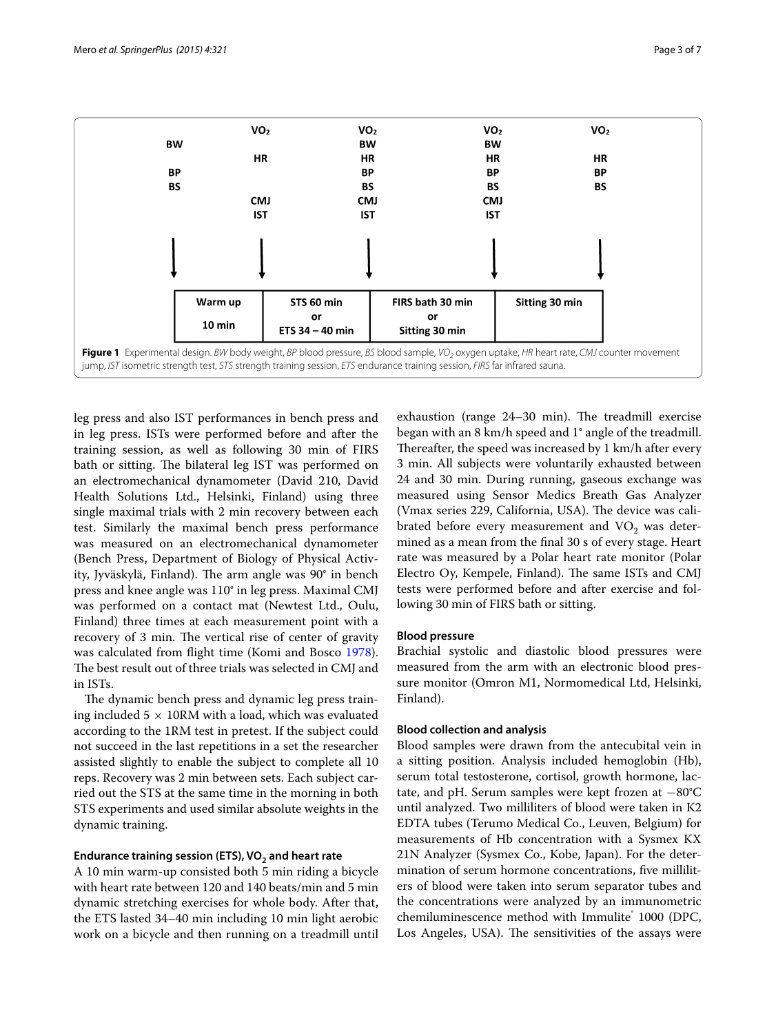| | $VO_2$ | $VO_2$ | $VO_2$ | $VO_2$ |
|---|---|---|---|---|
| BW | | BW | BW | |
| | HR | HR | HR | HR |
| BP | | BP | BP | BP |
| BS | | BS | BS | BS |
| | CMJ | CMJ | CMJ | |
| | IST | IST | IST | |

| Warm up 10 min | STS 60 min or ETS 34 – 40 min | FIRS bath 30 min or Sitting 30 min | Sitting 30 min |
|---|---|---|---|

**Figure 1** Experimental design. *BW* body weight, *BP* blood pressure, *BS* blood sample, *$VO_2$* oxygen uptake, *HR* heart rate, *CMJ* counter movement jump, *IST* isometric strength test, *STS* strength training session, *ETS* endurance training session, *FIRS* far infrared sauna.

leg press and also IST performances in bench press and in leg press. ISTs were performed before and after the training session, as well as following 30 min of FIRS bath or sitting. The bilateral leg IST was performed on an electromechanical dynamometer (David 210, David Health Solutions Ltd., Helsinki, Finland) using three single maximal trials with 2 min recovery between each test. Similarly the maximal bench press performance was measured on an electromechanical dynamometer (Bench Press, Department of Biology of Physical Activity, Jyväskylä, Finland). The arm angle was 90° in bench press and knee angle was 110° in leg press. Maximal CMJ was performed on a contact mat (Newtest Ltd., Oulu, Finland) three times at each measurement point with a recovery of 3 min. The vertical rise of center of gravity was calculated from flight time (Komi and Bosco 1978). The best result out of three trials was selected in CMJ and in ISTs.

The dynamic bench press and dynamic leg press training included 5 × 10RM with a load, which was evaluated according to the 1RM test in pretest. If the subject could not succeed in the last repetitions in a set the researcher assisted slightly to enable the subject to complete all 10 reps. Recovery was 2 min between sets. Each subject carried out the STS at the same time in the morning in both STS experiments and used similar absolute weights in the dynamic training.

### Endurance training session (ETS), $VO_2$ and heart rate

A 10 min warm-up consisted both 5 min riding a bicycle with heart rate between 120 and 140 beats/min and 5 min dynamic stretching exercises for whole body. After that, the ETS lasted 34–40 min including 10 min light aerobic work on a bicycle and then running on a treadmill until exhaustion (range 24–30 min). The treadmill exercise began with an 8 km/h speed and 1° angle of the treadmill. Thereafter, the speed was increased by 1 km/h after every 3 min. All subjects were voluntarily exhausted between 24 and 30 min. During running, gaseous exchange was measured using Sensor Medics Breath Gas Analyzer (Vmax series 229, California, USA). The device was calibrated before every measurement and $VO_2$ was determined as a mean from the final 30 s of every stage. Heart rate was measured by a Polar heart rate monitor (Polar Electro Oy, Kempele, Finland). The same ISTs and CMJ tests were performed before and after exercise and following 30 min of FIRS bath or sitting.

### Blood pressure

Brachial systolic and diastolic blood pressures were measured from the arm with an electronic blood pressure monitor (Omron M1, Normomedical Ltd, Helsinki, Finland).

### Blood collection and analysis

Blood samples were drawn from the antecubital vein in a sitting position. Analysis included hemoglobin (Hb), serum total testosterone, cortisol, growth hormone, lactate, and pH. Serum samples were kept frozen at −80°C until analyzed. Two milliliters of blood were taken in K2 EDTA tubes (Terumo Medical Co., Leuven, Belgium) for measurements of Hb concentration with a Sysmex KX 21N Analyzer (Sysmex Co., Kobe, Japan). For the determination of serum hormone concentrations, five milliliters of blood were taken into serum separator tubes and the concentrations were analyzed by an immunometric chemiluminescence method with Immulite® 1000 (DPC, Los Angeles, USA). The sensitivities of the assays were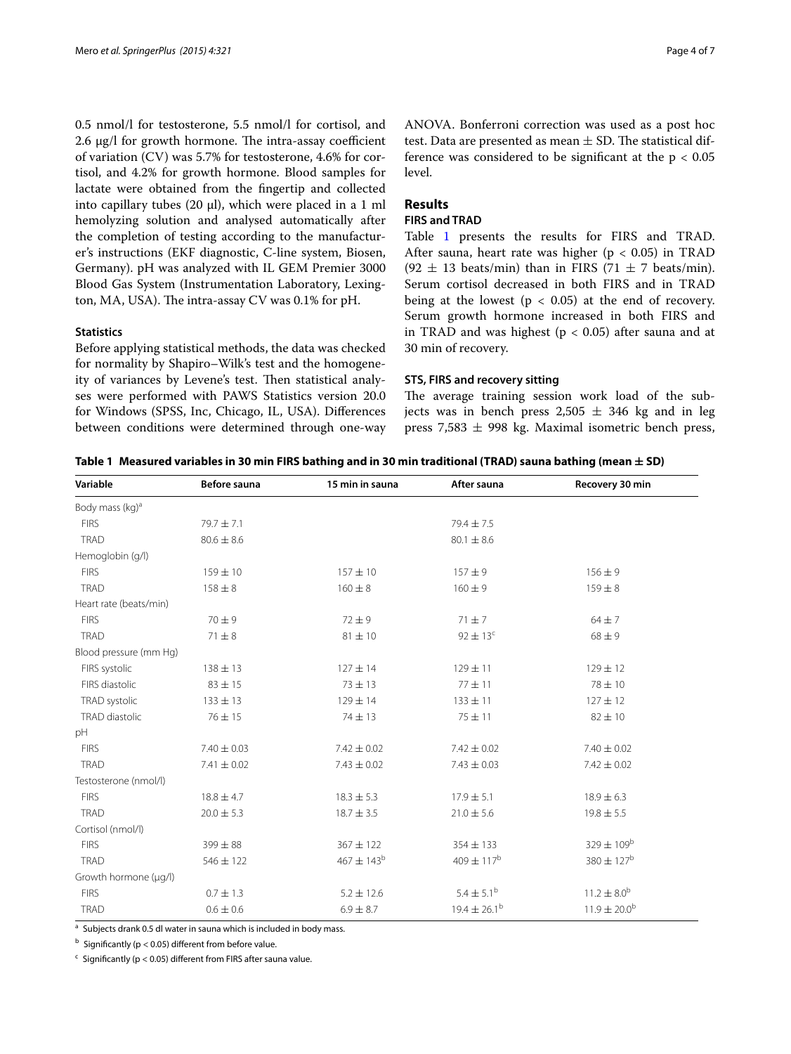0.5 nmol/l for testosterone, 5.5 nmol/l for cortisol, and 2.6 µg/l for growth hormone. The intra-assay coefficient of variation (CV) was 5.7% for testosterone, 4.6% for cortisol, and 4.2% for growth hormone. Blood samples for lactate were obtained from the fingertip and collected into capillary tubes (20 µl), which were placed in a 1 ml hemolyzing solution and analysed automatically after the completion of testing according to the manufacturer's instructions (EKF diagnostic, C-line system, Biosen, Germany). pH was analyzed with IL GEM Premier 3000 Blood Gas System (Instrumentation Laboratory, Lexington, MA, USA). The intra-assay CV was 0.1% for pH.

### Statistics

Before applying statistical methods, the data was checked for normality by Shapiro–Wilk's test and the homogeneity of variances by Levene's test. Then statistical analyses were performed with PAWS Statistics version 20.0 for Windows (SPSS, Inc, Chicago, IL, USA). Differences between conditions were determined through one-way ANOVA. Bonferroni correction was used as a post hoc test. Data are presented as mean ± SD. The statistical difference was considered to be significant at the $p < 0.05$ level.

## Results

### FIRS and TRAD

Table 1 presents the results for FIRS and TRAD. After sauna, heart rate was higher ($p < 0.05$) in TRAD (92 ± 13 beats/min) than in FIRS (71 ± 7 beats/min). Serum cortisol decreased in both FIRS and in TRAD being at the lowest ($p < 0.05$) at the end of recovery. Serum growth hormone increased in both FIRS and in TRAD and was highest ($p < 0.05$) after sauna and at 30 min of recovery.

### STS, FIRS and recovery sitting

The average training session work load of the subjects was in bench press 2,505 ± 346 kg and in leg press 7,583 ± 998 kg. Maximal isometric bench press,

**Table 1 Measured variables in 30 min FIRS bathing and in 30 min traditional (TRAD) sauna bathing (mean ± SD)**

| Variable | Before sauna | 15 min in sauna | After sauna | Recovery 30 min |
|---|---|---|---|---|
| Body mass (kg)[a] | | | | |
| FIRS | 79.7 ± 7.1 | | 79.4 ± 7.5 | |
| TRAD | 80.6 ± 8.6 | | 80.1 ± 8.6 | |
| Hemoglobin (g/l) | | | | |
| FIRS | 159 ± 10 | 157 ± 10 | 157 ± 9 | 156 ± 9 |
| TRAD | 158 ± 8 | 160 ± 8 | 160 ± 9 | 159 ± 8 |
| Heart rate (beats/min) | | | | |
| FIRS | 70 ± 9 | 72 ± 9 | 71 ± 7 | 64 ± 7 |
| TRAD | 71 ± 8 | 81 ± 10 | 92 ± 13[c] | 68 ± 9 |
| Blood pressure (mm Hg) | | | | |
| FIRS systolic | 138 ± 13 | 127 ± 14 | 129 ± 11 | 129 ± 12 |
| FIRS diastolic | 83 ± 15 | 73 ± 13 | 77 ± 11 | 78 ± 10 |
| TRAD systolic | 133 ± 13 | 129 ± 14 | 133 ± 11 | 127 ± 12 |
| TRAD diastolic | 76 ± 15 | 74 ± 13 | 75 ± 11 | 82 ± 10 |
| pH | | | | |
| FIRS | 7.40 ± 0.03 | 7.42 ± 0.02 | 7.42 ± 0.02 | 7.40 ± 0.02 |
| TRAD | 7.41 ± 0.02 | 7.43 ± 0.02 | 7.43 ± 0.03 | 7.42 ± 0.02 |
| Testosterone (nmol/l) | | | | |
| FIRS | 18.8 ± 4.7 | 18.3 ± 5.3 | 17.9 ± 5.1 | 18.9 ± 6.3 |
| TRAD | 20.0 ± 5.3 | 18.7 ± 3.5 | 21.0 ± 5.6 | 19.8 ± 5.5 |
| Cortisol (nmol/l) | | | | |
| FIRS | 399 ± 88 | 367 ± 122 | 354 ± 133 | 329 ± 109[b] |
| TRAD | 546 ± 122 | 467 ± 143[b] | 409 ± 117[b] | 380 ± 127[b] |
| Growth hormone (µg/l) | | | | |
| FIRS | 0.7 ± 1.3 | 5.2 ± 12.6 | 5.4 ± 5.1[b] | 11.2 ± 8.0[b] |
| TRAD | 0.6 ± 0.6 | 6.9 ± 8.7 | 19.4 ± 26.1[b] | 11.9 ± 20.0[b] |

[a] Subjects drank 0.5 dl water in sauna which is included in body mass.

[b] Significantly ($p < 0.05$) different from before value.

[c] Significantly ($p < 0.05$) different from FIRS after sauna value.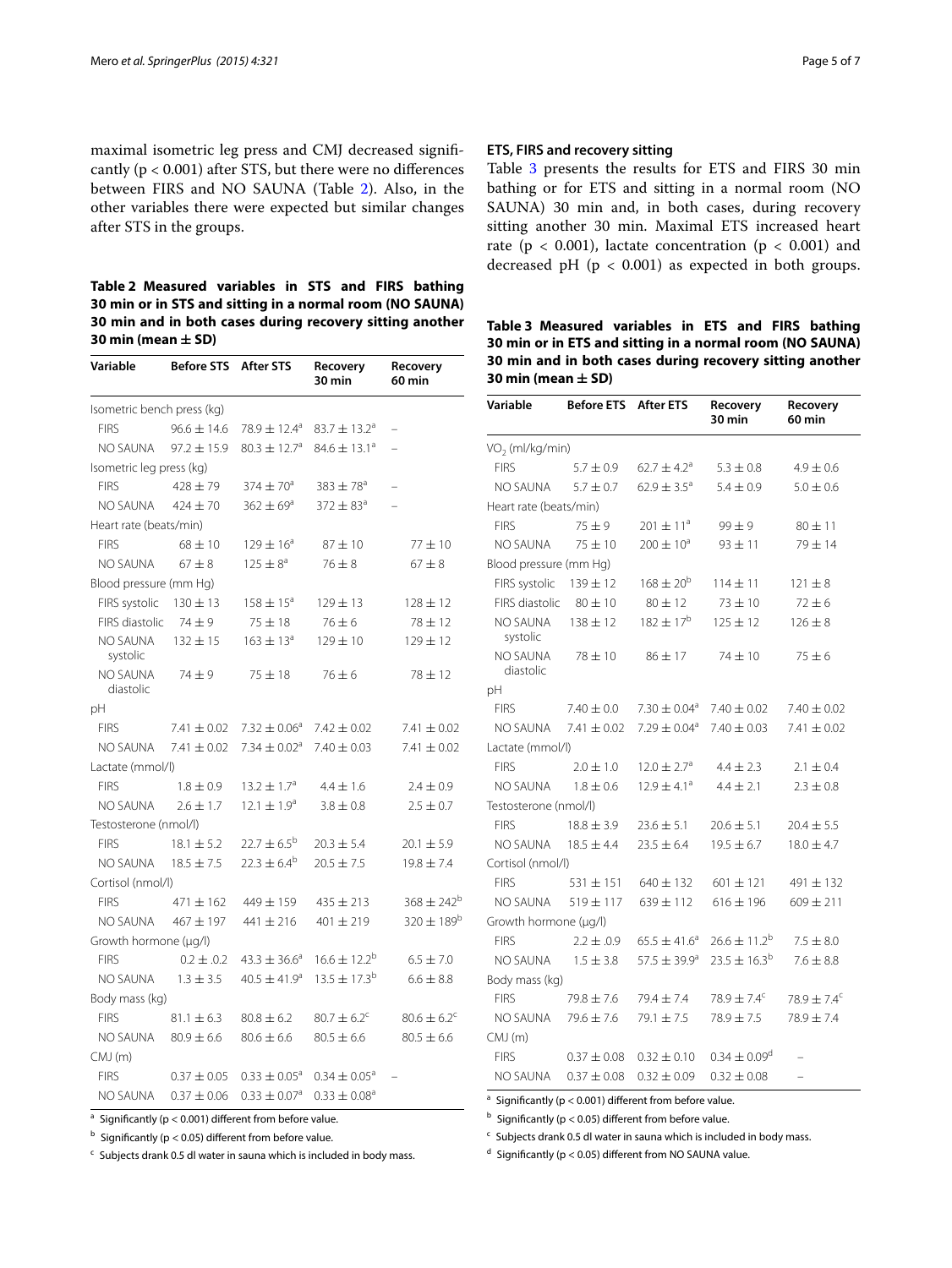maximal isometric leg press and CMJ decreased significantly ($p < 0.001$) after STS, but there were no differences between FIRS and NO SAUNA (Table 2). Also, in the other variables there were expected but similar changes after STS in the groups.

**Table 2 Measured variables in STS and FIRS bathing 30 min or in STS and sitting in a normal room (NO SAUNA) 30 min and in both cases during recovery sitting another 30 min (mean ± SD)**

| Variable | Before STS | After STS | Recovery 30 min | Recovery 60 min |
|---|---|---|---|---|
| Isometric bench press (kg) | | | | |
| FIRS | 96.6 ± 14.6 | 78.9 ± 12.4[a] | 83.7 ± 13.2[a] | – |
| NO SAUNA | 97.2 ± 15.9 | 80.3 ± 12.7[a] | 84.6 ± 13.1[a] | – |
| Isometric leg press (kg) | | | | |
| FIRS | 428 ± 79 | 374 ± 70[a] | 383 ± 78[a] | – |
| NO SAUNA | 424 ± 70 | 362 ± 69[a] | 372 ± 83[a] | – |
| Heart rate (beats/min) | | | | |
| FIRS | 68 ± 10 | 129 ± 16[a] | 87 ± 10 | 77 ± 10 |
| NO SAUNA | 67 ± 8 | 125 ± 8[a] | 76 ± 8 | 67 ± 8 |
| Blood pressure (mm Hg) | | | | |
| FIRS systolic | 130 ± 13 | 158 ± 15[a] | 129 ± 13 | 128 ± 12 |
| FIRS diastolic | 74 ± 9 | 75 ± 18 | 76 ± 6 | 78 ± 12 |
| NO SAUNA systolic | 132 ± 15 | 163 ± 13[a] | 129 ± 10 | 129 ± 12 |
| NO SAUNA diastolic | 74 ± 9 | 75 ± 18 | 76 ± 6 | 78 ± 12 |
| pH | | | | |
| FIRS | 7.41 ± 0.02 | 7.32 ± 0.06[a] | 7.42 ± 0.02 | 7.41 ± 0.02 |
| NO SAUNA | 7.41 ± 0.02 | 7.34 ± 0.02[a] | 7.40 ± 0.03 | 7.41 ± 0.02 |
| Lactate (mmol/l) | | | | |
| FIRS | 1.8 ± 0.9 | 13.2 ± 1.7[a] | 4.4 ± 1.6 | 2.4 ± 0.9 |
| NO SAUNA | 2.6 ± 1.7 | 12.1 ± 1.9[a] | 3.8 ± 0.8 | 2.5 ± 0.7 |
| Testosterone (nmol/l) | | | | |
| FIRS | 18.1 ± 5.2 | 22.7 ± 6.5[b] | 20.3 ± 5.4 | 20.1 ± 5.9 |
| NO SAUNA | 18.5 ± 7.5 | 22.3 ± 6.4[b] | 20.5 ± 7.5 | 19.8 ± 7.4 |
| Cortisol (nmol/l) | | | | |
| FIRS | 471 ± 162 | 449 ± 159 | 435 ± 213 | 368 ± 242[b] |
| NO SAUNA | 467 ± 197 | 441 ± 216 | 401 ± 219 | 320 ± 189[b] |
| Growth hormone (μg/l) | | | | |
| FIRS | 0.2 ± .0.2 | 43.3 ± 36.6[a] | 16.6 ± 12.2[b] | 6.5 ± 7.0 |
| NO SAUNA | 1.3 ± 3.5 | 40.5 ± 41.9[a] | 13.5 ± 17.3[b] | 6.6 ± 8.8 |
| Body mass (kg) | | | | |
| FIRS | 81.1 ± 6.3 | 80.8 ± 6.2 | 80.7 ± 6.2[c] | 80.6 ± 6.2[c] |
| NO SAUNA | 80.9 ± 6.6 | 80.6 ± 6.6 | 80.5 ± 6.6 | 80.5 ± 6.6 |
| CMJ (m) | | | | |
| FIRS | 0.37 ± 0.05 | 0.33 ± 0.05[a] | 0.34 ± 0.05[a] | – |
| NO SAUNA | 0.37 ± 0.06 | 0.33 ± 0.07[a] | 0.33 ± 0.08[a] | |

[a] Significantly ($p < 0.001$) different from before value.

[b] Significantly ($p < 0.05$) different from before value.

[c] Subjects drank 0.5 dl water in sauna which is included in body mass.

### ETS, FIRS and recovery sitting

Table 3 presents the results for ETS and FIRS 30 min bathing or for ETS and sitting in a normal room (NO SAUNA) 30 min and, in both cases, during recovery sitting another 30 min. Maximal ETS increased heart rate ($p < 0.001$), lactate concentration ($p < 0.001$) and decreased pH ($p < 0.001$) as expected in both groups.

**Table 3 Measured variables in ETS and FIRS bathing 30 min or in ETS and sitting in a normal room (NO SAUNA) 30 min and in both cases during recovery sitting another 30 min (mean ± SD)**

| Variable | Before ETS | After ETS | Recovery 30 min | Recovery 60 min |
|---|---|---|---|---|
| $VO_2$ (ml/kg/min) | | | | |
| FIRS | 5.7 ± 0.9 | 62.7 ± 4.2[a] | 5.3 ± 0.8 | 4.9 ± 0.6 |
| NO SAUNA | 5.7 ± 0.7 | 62.9 ± 3.5[a] | 5.4 ± 0.9 | 5.0 ± 0.6 |
| Heart rate (beats/min) | | | | |
| FIRS | 75 ± 9 | 201 ± 11[a] | 99 ± 9 | 80 ± 11 |
| NO SAUNA | 75 ± 10 | 200 ± 10[a] | 93 ± 11 | 79 ± 14 |
| Blood pressure (mm Hg) | | | | |
| FIRS systolic | 139 ± 12 | 168 ± 20[b] | 114 ± 11 | 121 ± 8 |
| FIRS diastolic | 80 ± 10 | 80 ± 12 | 73 ± 10 | 72 ± 6 |
| NO SAUNA systolic | 138 ± 12 | 182 ± 17[b] | 125 ± 12 | 126 ± 8 |
| NO SAUNA diastolic | 78 ± 10 | 86 ± 17 | 74 ± 10 | 75 ± 6 |
| pH | | | | |
| FIRS | 7.40 ± 0.0 | 7.30 ± 0.04[a] | 7.40 ± 0.02 | 7.40 ± 0.02 |
| NO SAUNA | 7.41 ± 0.02 | 7.29 ± 0.04[a] | 7.40 ± 0.03 | 7.41 ± 0.02 |
| Lactate (mmol/l) | | | | |
| FIRS | 2.0 ± 1.0 | 12.0 ± 2.7[a] | 4.4 ± 2.3 | 2.1 ± 0.4 |
| NO SAUNA | 1.8 ± 0.6 | 12.9 ± 4.1[a] | 4.4 ± 2.1 | 2.3 ± 0.8 |
| Testosterone (nmol/l) | | | | |
| FIRS | 18.8 ± 3.9 | 23.6 ± 5.1 | 20.6 ± 5.1 | 20.4 ± 5.5 |
| NO SAUNA | 18.5 ± 4.4 | 23.5 ± 6.4 | 19.5 ± 6.7 | 18.0 ± 4.7 |
| Cortisol (nmol/l) | | | | |
| FIRS | 531 ± 151 | 640 ± 132 | 601 ± 121 | 491 ± 132 |
| NO SAUNA | 519 ± 117 | 639 ± 112 | 616 ± 196 | 609 ± 211 |
| Growth hormone (μg/l) | | | | |
| FIRS | 2.2 ± .0.9 | 65.5 ± 41.6[a] | 26.6 ± 11.2[b] | 7.5 ± 8.0 |
| NO SAUNA | 1.5 ± 3.8 | 57.5 ± 39.9[a] | 23.5 ± 16.3[b] | 7.6 ± 8.8 |
| Body mass (kg) | | | | |
| FIRS | 79.8 ± 7.6 | 79.4 ± 7.4 | 78.9 ± 7.4[c] | 78.9 ± 7.4[c] |
| NO SAUNA | 79.6 ± 7.6 | 79.1 ± 7.5 | 78.9 ± 7.5 | 78.9 ± 7.4 |
| CMJ (m) | | | | |
| FIRS | 0.37 ± 0.08 | 0.32 ± 0.10 | 0.34 ± 0.09[d] | – |
| NO SAUNA | 0.37 ± 0.08 | 0.32 ± 0.09 | 0.32 ± 0.08 | – |

[a] Significantly ($p < 0.001$) different from before value.

[b] Significantly ($p < 0.05$) different from before value.

[c] Subjects drank 0.5 dl water in sauna which is included in body mass.

[d] Significantly ($p < 0.05$) different from NO SAUNA value.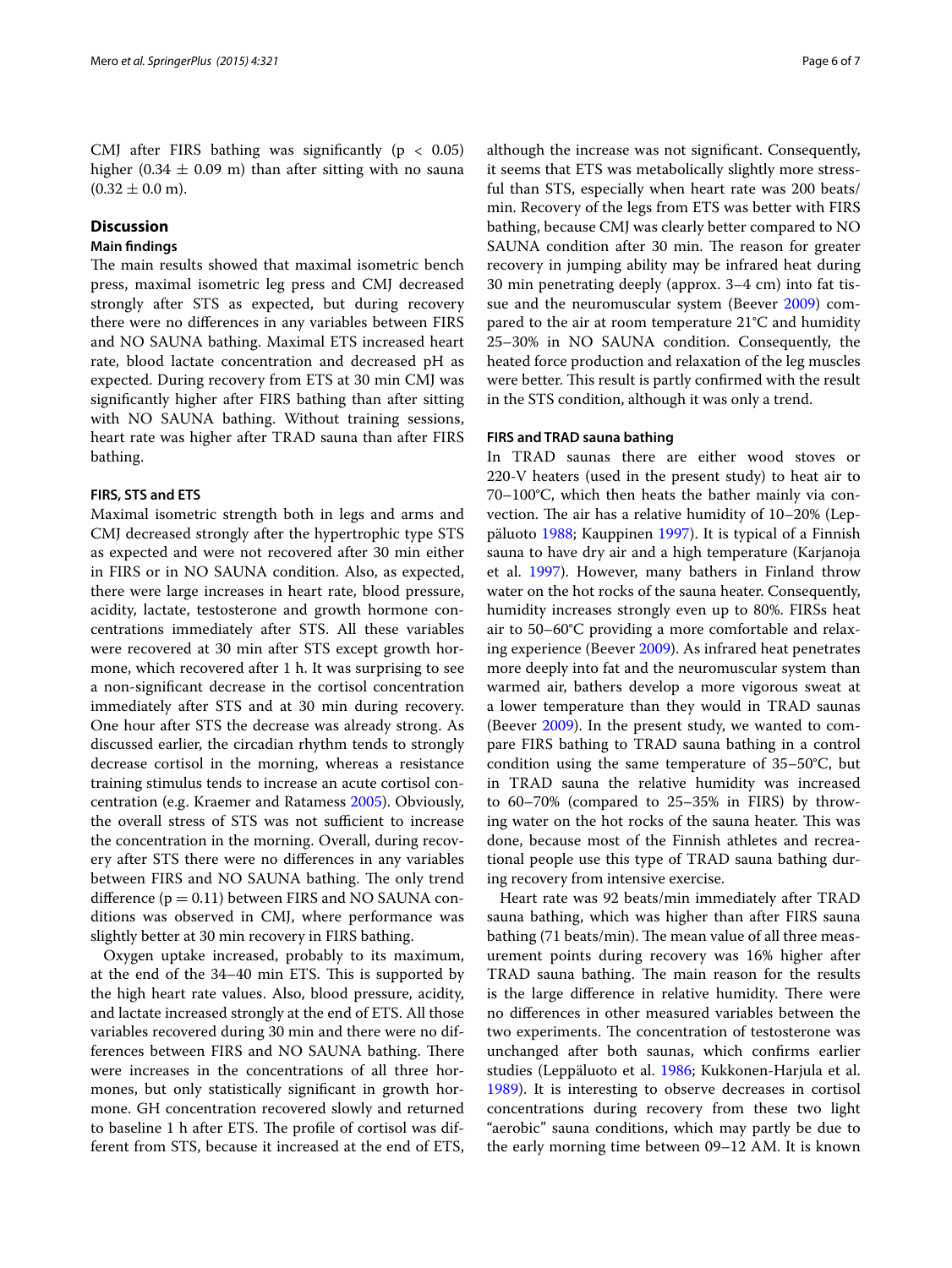CMJ after FIRS bathing was significantly ($p < 0.05$) higher ($0.34 \pm 0.09$ m) than after sitting with no sauna ($0.32 \pm 0.0$ m).

## Discussion

### Main findings

The main results showed that maximal isometric bench press, maximal isometric leg press and CMJ decreased strongly after STS as expected, but during recovery there were no differences in any variables between FIRS and NO SAUNA bathing. Maximal ETS increased heart rate, blood lactate concentration and decreased pH as expected. During recovery from ETS at 30 min CMJ was significantly higher after FIRS bathing than after sitting with NO SAUNA bathing. Without training sessions, heart rate was higher after TRAD sauna than after FIRS bathing.

#### FIRS, STS and ETS

Maximal isometric strength both in legs and arms and CMJ decreased strongly after the hypertrophic type STS as expected and were not recovered after 30 min either in FIRS or in NO SAUNA condition. Also, as expected, there were large increases in heart rate, blood pressure, acidity, lactate, testosterone and growth hormone concentrations immediately after STS. All these variables were recovered at 30 min after STS except growth hormone, which recovered after 1 h. It was surprising to see a non-significant decrease in the cortisol concentration immediately after STS and at 30 min during recovery. One hour after STS the decrease was already strong. As discussed earlier, the circadian rhythm tends to strongly decrease cortisol in the morning, whereas a resistance training stimulus tends to increase an acute cortisol concentration (e.g. Kraemer and Ratamess 2005). Obviously, the overall stress of STS was not sufficient to increase the concentration in the morning. Overall, during recovery after STS there were no differences in any variables between FIRS and NO SAUNA bathing. The only trend difference ($p = 0.11$) between FIRS and NO SAUNA conditions was observed in CMJ, where performance was slightly better at 30 min recovery in FIRS bathing.

Oxygen uptake increased, probably to its maximum, at the end of the 34–40 min ETS. This is supported by the high heart rate values. Also, blood pressure, acidity, and lactate increased strongly at the end of ETS. All those variables recovered during 30 min and there were no differences between FIRS and NO SAUNA bathing. There were increases in the concentrations of all three hormones, but only statistically significant in growth hormone. GH concentration recovered slowly and returned to baseline 1 h after ETS. The profile of cortisol was different from STS, because it increased at the end of ETS, although the increase was not significant. Consequently, it seems that ETS was metabolically slightly more stressful than STS, especially when heart rate was 200 beats/min. Recovery of the legs from ETS was better with FIRS bathing, because CMJ was clearly better compared to NO SAUNA condition after 30 min. The reason for greater recovery in jumping ability may be infrared heat during 30 min penetrating deeply (approx. 3–4 cm) into fat tissue and the neuromuscular system (Beever 2009) compared to the air at room temperature 21°C and humidity 25–30% in NO SAUNA condition. Consequently, the heated force production and relaxation of the leg muscles were better. This result is partly confirmed with the result in the STS condition, although it was only a trend.

#### FIRS and TRAD sauna bathing

In TRAD saunas there are either wood stoves or 220-V heaters (used in the present study) to heat air to 70–100°C, which then heats the bather mainly via convection. The air has a relative humidity of 10–20% (Leppäluoto 1988; Kauppinen 1997). It is typical of a Finnish sauna to have dry air and a high temperature (Karjanoja et al. 1997). However, many bathers in Finland throw water on the hot rocks of the sauna heater. Consequently, humidity increases strongly even up to 80%. FIRSs heat air to 50–60°C providing a more comfortable and relaxing experience (Beever 2009). As infrared heat penetrates more deeply into fat and the neuromuscular system than warmed air, bathers develop a more vigorous sweat at a lower temperature than they would in TRAD saunas (Beever 2009). In the present study, we wanted to compare FIRS bathing to TRAD sauna bathing in a control condition using the same temperature of 35–50°C, but in TRAD sauna the relative humidity was increased to 60–70% (compared to 25–35% in FIRS) by throwing water on the hot rocks of the sauna heater. This was done, because most of the Finnish athletes and recreational people use this type of TRAD sauna bathing during recovery from intensive exercise.

Heart rate was 92 beats/min immediately after TRAD sauna bathing, which was higher than after FIRS sauna bathing (71 beats/min). The mean value of all three measurement points during recovery was 16% higher after TRAD sauna bathing. The main reason for the results is the large difference in relative humidity. There were no differences in other measured variables between the two experiments. The concentration of testosterone was unchanged after both saunas, which confirms earlier studies (Leppäluoto et al. 1986; Kukkonen-Harjula et al. 1989). It is interesting to observe decreases in cortisol concentrations during recovery from these two light "aerobic" sauna conditions, which may partly be due to the early morning time between 09–12 AM. It is known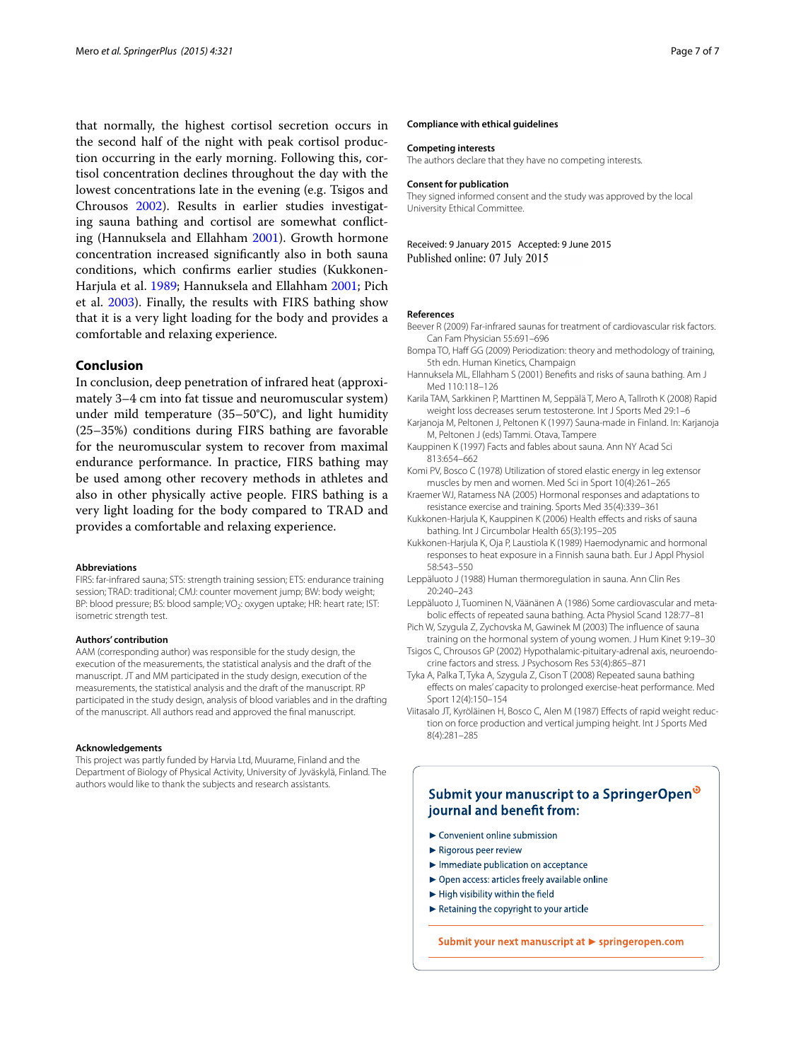that normally, the highest cortisol secretion occurs in the second half of the night with peak cortisol production occurring in the early morning. Following this, cortisol concentration declines throughout the day with the lowest concentrations late in the evening (e.g. Tsigos and Chrousos 2002). Results in earlier studies investigating sauna bathing and cortisol are somewhat conflicting (Hannuksela and Ellahham 2001). Growth hormone concentration increased significantly also in both sauna conditions, which confirms earlier studies (Kukkonen-Harjula et al. 1989; Hannuksela and Ellahham 2001; Pich et al. 2003). Finally, the results with FIRS bathing show that it is a very light loading for the body and provides a comfortable and relaxing experience.

## Conclusion

In conclusion, deep penetration of infrared heat (approximately 3–4 cm into fat tissue and neuromuscular system) under mild temperature (35–50°C), and light humidity (25–35%) conditions during FIRS bathing are favorable for the neuromuscular system to recover from maximal endurance performance. In practice, FIRS bathing may be used among other recovery methods in athletes and also in other physically active people. FIRS bathing is a very light loading for the body compared to TRAD and provides a comfortable and relaxing experience.

#### Abbreviations

FIRS: far-infrared sauna; STS: strength training session; ETS: endurance training session; TRAD: traditional; CMJ: counter movement jump; BW: body weight; BP: blood pressure; BS: blood sample; $VO_2$: oxygen uptake; HR: heart rate; IST: isometric strength test.

#### Authors' contribution

AAM (corresponding author) was responsible for the study design, the execution of the measurements, the statistical analysis and the draft of the manuscript. JT and MM participated in the study design, execution of the measurements, the statistical analysis and the draft of the manuscript. RP participated in the study design, analysis of blood variables and in the drafting of the manuscript. All authors read and approved the final manuscript.

#### Acknowledgements

This project was partly funded by Harvia Ltd, Muurame, Finland and the Department of Biology of Physical Activity, University of Jyväskylä, Finland. The authors would like to thank the subjects and research assistants.

#### Compliance with ethical guidelines

**Competing interests**
The authors declare that they have no competing interests.

**Consent for publication**
They signed informed consent and the study was approved by the local University Ethical Committee.

Received: 9 January 2015 Accepted: 9 June 2015
Published online: 07 July 2015

#### References

Beever R (2009) Far-infrared saunas for treatment of cardiovascular risk factors. Can Fam Physician 55:691–696

Bompa TO, Haff GG (2009) Periodization: theory and methodology of training, 5th edn. Human Kinetics, Champaign

Hannuksela ML, Ellahham S (2001) Benefits and risks of sauna bathing. Am J Med 110:118–126

Karila TAM, Sarkkinen P, Marttinen M, Seppälä T, Mero A, Tallroth K (2008) Rapid weight loss decreases serum testosterone. Int J Sports Med 29:1–6

Karjanoja M, Peltonen J, Peltonen K (1997) Sauna-made in Finland. In: Karjanoja M, Peltonen J (eds) Tammi. Otava, Tampere

Kauppinen K (1997) Facts and fables about sauna. Ann NY Acad Sci 813:654–662

Komi PV, Bosco C (1978) Utilization of stored elastic energy in leg extensor muscles by men and women. Med Sci in Sport 10(4):261–265

Kraemer WJ, Ratamess NA (2005) Hormonal responses and adaptations to resistance exercise and training. Sports Med 35(4):339–361

Kukkonen-Harjula K, Kauppinen K (2006) Health effects and risks of sauna bathing. Int J Circumbolar Health 65(3):195–205

Kukkonen-Harjula K, Oja P, Laustiola K (1989) Haemodynamic and hormonal responses to heat exposure in a Finnish sauna bath. Eur J Appl Physiol 58:543–550

Leppäluoto J (1988) Human thermoregulation in sauna. Ann Clin Res 20:240–243

Leppäluoto J, Tuominen N, Väänänen A (1986) Some cardiovascular and metabolic effects of repeated sauna bathing. Acta Physiol Scand 128:77–81

Pich W, Szygula Z, Zychovska M, Gawinek M (2003) The influence of sauna training on the hormonal system of young women. J Hum Kinet 9:19–30

Tsigos C, Chrousos GP (2002) Hypothalamic-pituitary-adrenal axis, neuroendocrine factors and stress. J Psychosom Res 53(4):865–871

Tyka A, Palka T, Tyka A, Szygula Z, Cison T (2008) Repeated sauna bathing effects on males' capacity to prolonged exercise-heat performance. Med Sport 12(4):150–154

Viitasalo JT, Kyröläinen H, Bosco C, Alen M (1987) Effects of rapid weight reduction on force production and vertical jumping height. Int J Sports Med 8(4):281–285

**Submit your manuscript to a SpringerOpen journal and benefit from:**

- Convenient online submission
- Rigorous peer review
- Immediate publication on acceptance
- Open access: articles freely available online
- High visibility within the field
- Retaining the copyright to your article

**Submit your next manuscript at ► springeropen.com**